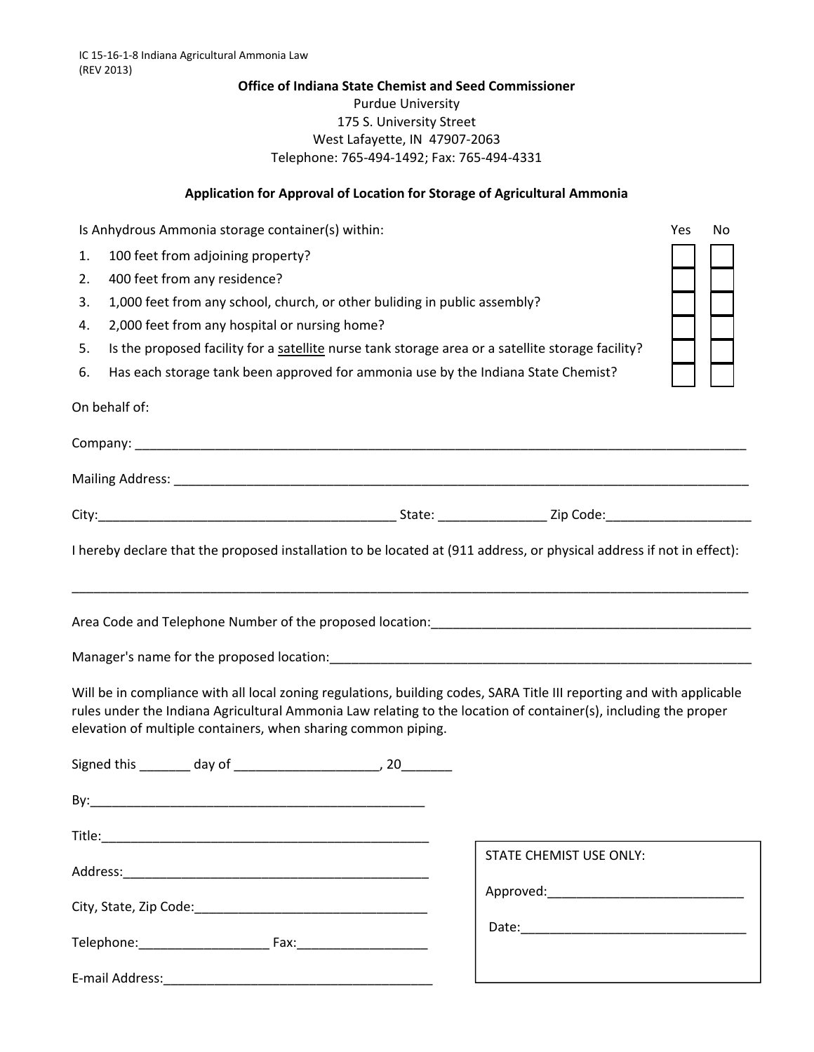IC 15-16-1-8 Indiana Agricultural Ammonia Law
(REV 2013)

**Office of Indiana State Chemist and Seed Commissioner**
Purdue University
175 S. University Street
West Lafayette, IN 47907-2063
Telephone: 765-494-1492; Fax: 765-494-4331

**Application for Approval of Location for Storage of Agricultural Ammonia**

| Is Anhydrous Ammonia storage container(s) within: | Yes | No |
|---|---|---|
| 1. 100 feet from adjoining property? | ☐ | ☐ |
| 2. 400 feet from any residence? | ☐ | ☐ |
| 3. 1,000 feet from any school, church, or other buliding in public assembly? | ☐ | ☐ |
| 4. 2,000 feet from any hospital or nursing home? | ☐ | ☐ |
| 5. Is the proposed facility for a satellite nurse tank storage area or a satellite storage facility? | ☐ | ☐ |
| 6. Has each storage tank been approved for ammonia use by the Indiana State Chemist? | ☐ | ☐ |

On behalf of:

Company: ___________________________________________________________________________

Mailing Address: _____________________________________________________________________

City:________________________________________ State: ______________ Zip Code:___________________

I hereby declare that the proposed installation to be located at (911 address, or physical address if not in effect):

_____________________________________________________________________________________

Area Code and Telephone Number of the proposed location:___________________________________________

Manager's name for the proposed location:_________________________________________________________

Will be in compliance with all local zoning regulations, building codes, SARA Title III reporting and with applicable rules under the Indiana Agricultural Ammonia Law relating to the location of container(s), including the proper elevation of multiple containers, when sharing common piping.

Signed this _______ day of ___________________, 20_______

By:_____________________________________________

Title:____________________________________________

Address:_________________________________________

City, State, Zip Code:_______________________________

Telephone:_________________ Fax:_________________

E-mail Address:____________________________________

STATE CHEMIST USE ONLY:

Approved:___________________________

Date:_______________________________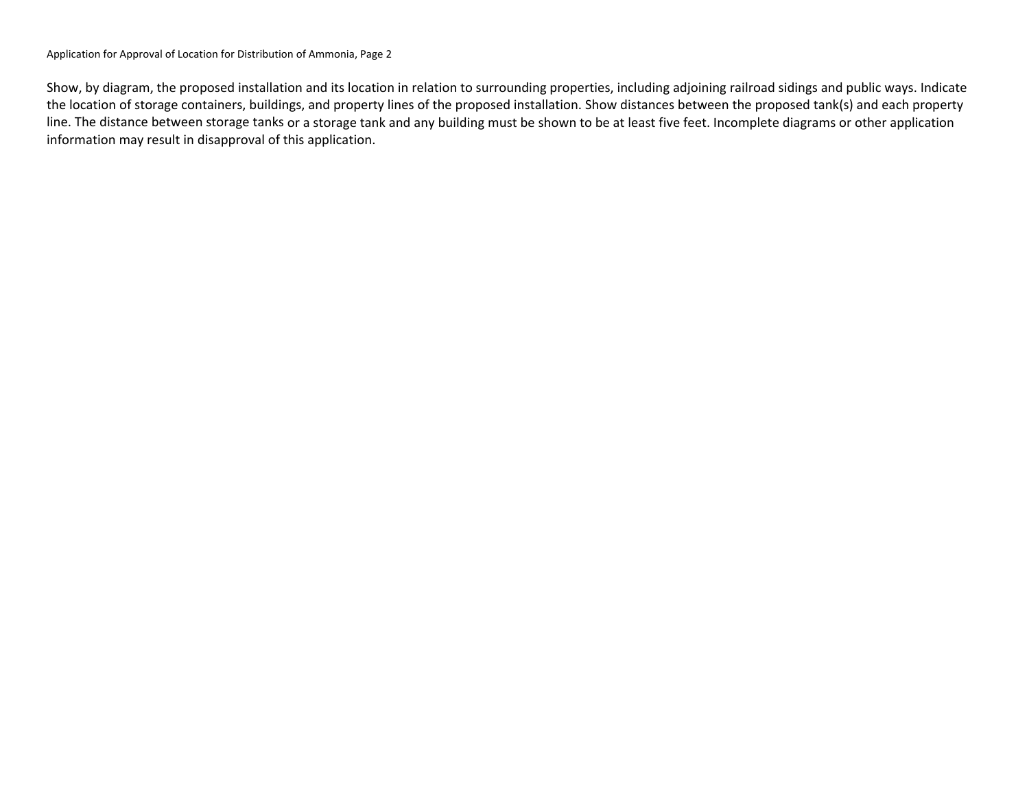Show, by diagram, the proposed installation and its location in relation to surrounding properties, including adjoining railroad sidings and public ways. Indicate the location of storage containers, buildings, and property lines of the proposed installation. Show distances between the proposed tank(s) and each property line. The distance between storage tanks or a storage tank and any building must be shown to be at least five feet. Incomplete diagrams or other application information may result in disapproval of this application.